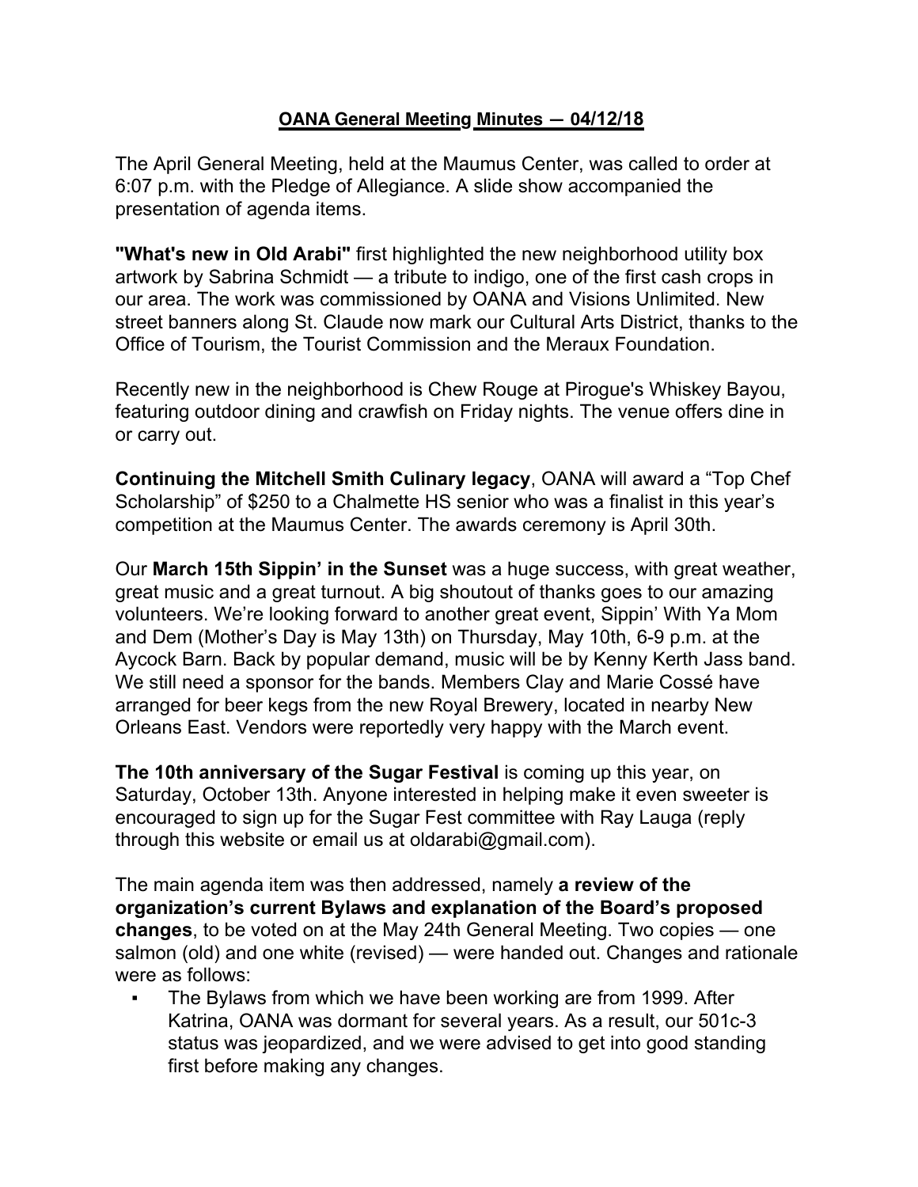**OANA General Meeting Minutes — 04/12/18**

The April General Meeting, held at the Maumus Center, was called to order at 6:07 p.m. with the Pledge of Allegiance. A slide show accompanied the presentation of agenda items.

**"What's new in Old Arabi"** first highlighted the new neighborhood utility box artwork by Sabrina Schmidt — a tribute to indigo, one of the first cash crops in our area. The work was commissioned by OANA and Visions Unlimited. New street banners along St. Claude now mark our Cultural Arts District, thanks to the Office of Tourism, the Tourist Commission and the Meraux Foundation.

Recently new in the neighborhood is Chew Rouge at Pirogue's Whiskey Bayou, featuring outdoor dining and crawfish on Friday nights. The venue offers dine in or carry out.

**Continuing the Mitchell Smith Culinary legacy**, OANA will award a "Top Chef Scholarship" of $250 to a Chalmette HS senior who was a finalist in this year's competition at the Maumus Center. The awards ceremony is April 30th.

Our **March 15th Sippin' in the Sunset** was a huge success, with great weather, great music and a great turnout. A big shoutout of thanks goes to our amazing volunteers. We're looking forward to another great event, Sippin' With Ya Mom and Dem (Mother's Day is May 13th) on Thursday, May 10th, 6-9 p.m. at the Aycock Barn. Back by popular demand, music will be by Kenny Kerth Jass band. We still need a sponsor for the bands. Members Clay and Marie Cossé have arranged for beer kegs from the new Royal Brewery, located in nearby New Orleans East. Vendors were reportedly very happy with the March event.

**The 10th anniversary of the Sugar Festival** is coming up this year, on Saturday, October 13th. Anyone interested in helping make it even sweeter is encouraged to sign up for the Sugar Fest committee with Ray Lauga (reply through this website or email us at oldarabi@gmail.com).

The main agenda item was then addressed, namely **a review of the organization's current Bylaws and explanation of the Board's proposed changes**, to be voted on at the May 24th General Meeting. Two copies — one salmon (old) and one white (revised) — were handed out. Changes and rationale were as follows:

- The Bylaws from which we have been working are from 1999. After Katrina, OANA was dormant for several years. As a result, our 501c-3 status was jeopardized, and we were advised to get into good standing first before making any changes.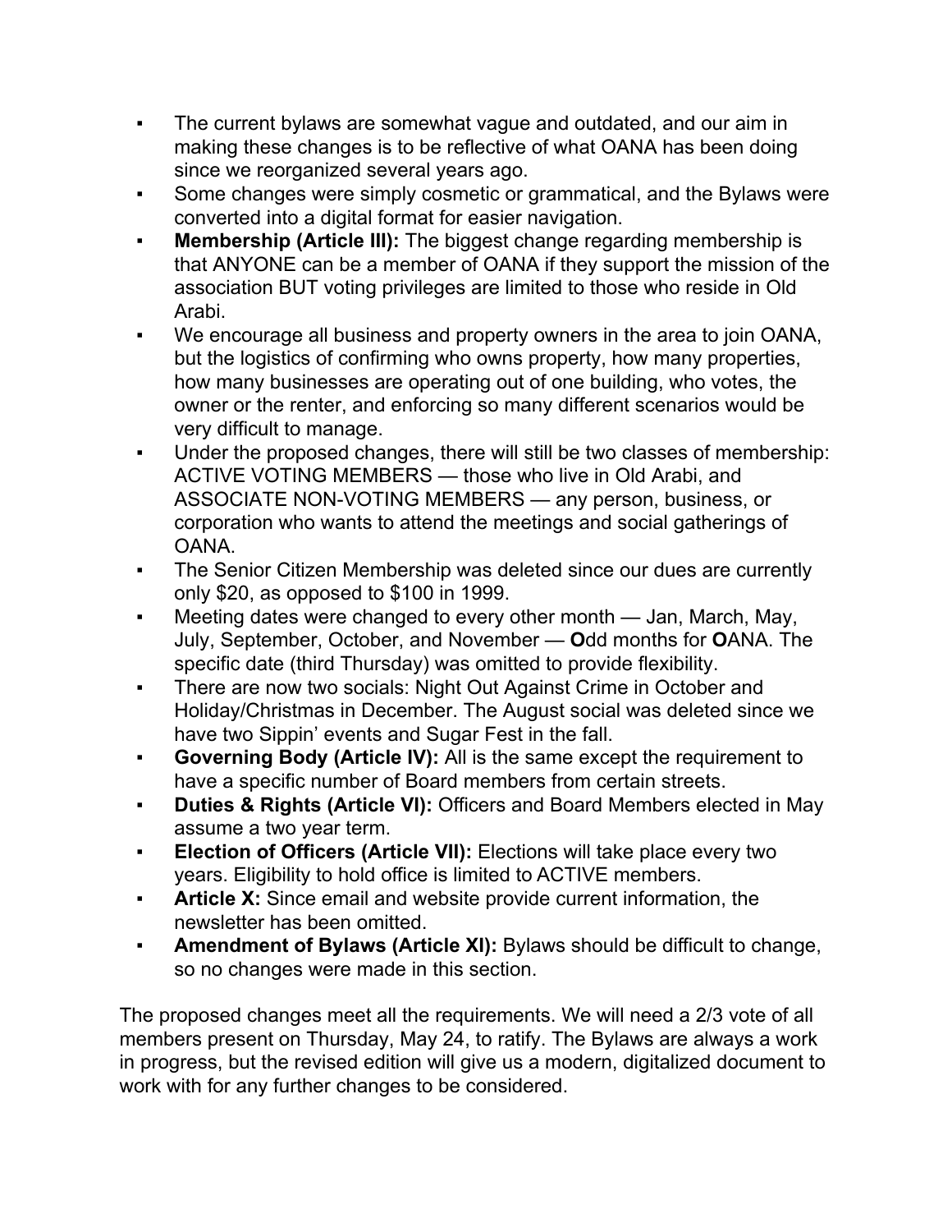- The current bylaws are somewhat vague and outdated, and our aim in making these changes is to be reflective of what OANA has been doing since we reorganized several years ago.
- Some changes were simply cosmetic or grammatical, and the Bylaws were converted into a digital format for easier navigation.
- **Membership (Article III):** The biggest change regarding membership is that ANYONE can be a member of OANA if they support the mission of the association BUT voting privileges are limited to those who reside in Old Arabi.
- We encourage all business and property owners in the area to join OANA, but the logistics of confirming who owns property, how many properties, how many businesses are operating out of one building, who votes, the owner or the renter, and enforcing so many different scenarios would be very difficult to manage.
- Under the proposed changes, there will still be two classes of membership: ACTIVE VOTING MEMBERS — those who live in Old Arabi, and ASSOCIATE NON-VOTING MEMBERS — any person, business, or corporation who wants to attend the meetings and social gatherings of OANA.
- The Senior Citizen Membership was deleted since our dues are currently only $20, as opposed to $100 in 1999.
- Meeting dates were changed to every other month — Jan, March, May, July, September, October, and November — **O**dd months for **O**ANA. The specific date (third Thursday) was omitted to provide flexibility.
- There are now two socials: Night Out Against Crime in October and Holiday/Christmas in December. The August social was deleted since we have two Sippin' events and Sugar Fest in the fall.
- **Governing Body (Article IV):** All is the same except the requirement to have a specific number of Board members from certain streets.
- **Duties & Rights (Article VI):** Officers and Board Members elected in May assume a two year term.
- **Election of Officers (Article VII):** Elections will take place every two years. Eligibility to hold office is limited to ACTIVE members.
- **Article X:** Since email and website provide current information, the newsletter has been omitted.
- **Amendment of Bylaws (Article XI):** Bylaws should be difficult to change, so no changes were made in this section.

The proposed changes meet all the requirements. We will need a 2/3 vote of all members present on Thursday, May 24, to ratify. The Bylaws are always a work in progress, but the revised edition will give us a modern, digitalized document to work with for any further changes to be considered.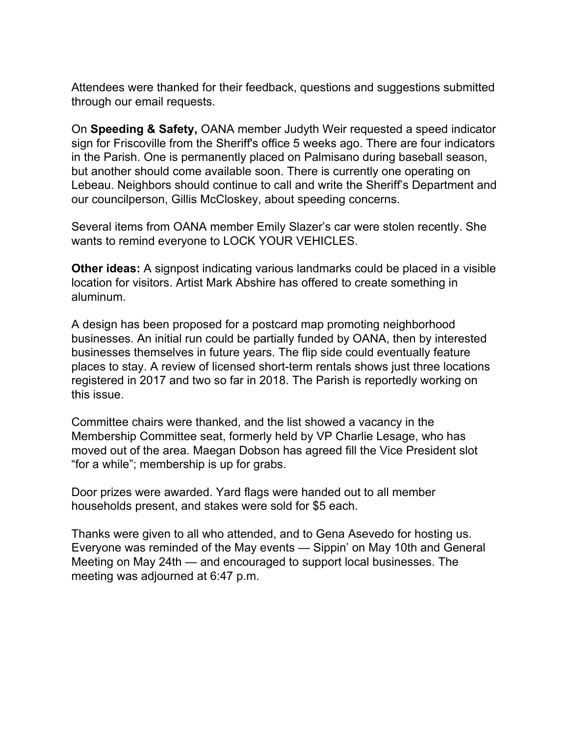Attendees were thanked for their feedback, questions and suggestions submitted through our email requests.

On **Speeding & Safety,** OANA member Judyth Weir requested a speed indicator sign for Friscoville from the Sheriff's office 5 weeks ago. There are four indicators in the Parish. One is permanently placed on Palmisano during baseball season, but another should come available soon. There is currently one operating on Lebeau. Neighbors should continue to call and write the Sheriff's Department and our councilperson, Gillis McCloskey, about speeding concerns.

Several items from OANA member Emily Slazer's car were stolen recently. She wants to remind everyone to LOCK YOUR VEHICLES.

**Other ideas:** A signpost indicating various landmarks could be placed in a visible location for visitors. Artist Mark Abshire has offered to create something in aluminum.

A design has been proposed for a postcard map promoting neighborhood businesses. An initial run could be partially funded by OANA, then by interested businesses themselves in future years. The flip side could eventually feature places to stay. A review of licensed short-term rentals shows just three locations registered in 2017 and two so far in 2018. The Parish is reportedly working on this issue.

Committee chairs were thanked, and the list showed a vacancy in the Membership Committee seat, formerly held by VP Charlie Lesage, who has moved out of the area. Maegan Dobson has agreed fill the Vice President slot "for a while"; membership is up for grabs.

Door prizes were awarded. Yard flags were handed out to all member households present, and stakes were sold for $5 each.

Thanks were given to all who attended, and to Gena Asevedo for hosting us. Everyone was reminded of the May events — Sippin' on May 10th and General Meeting on May 24th — and encouraged to support local businesses. The meeting was adjourned at 6:47 p.m.